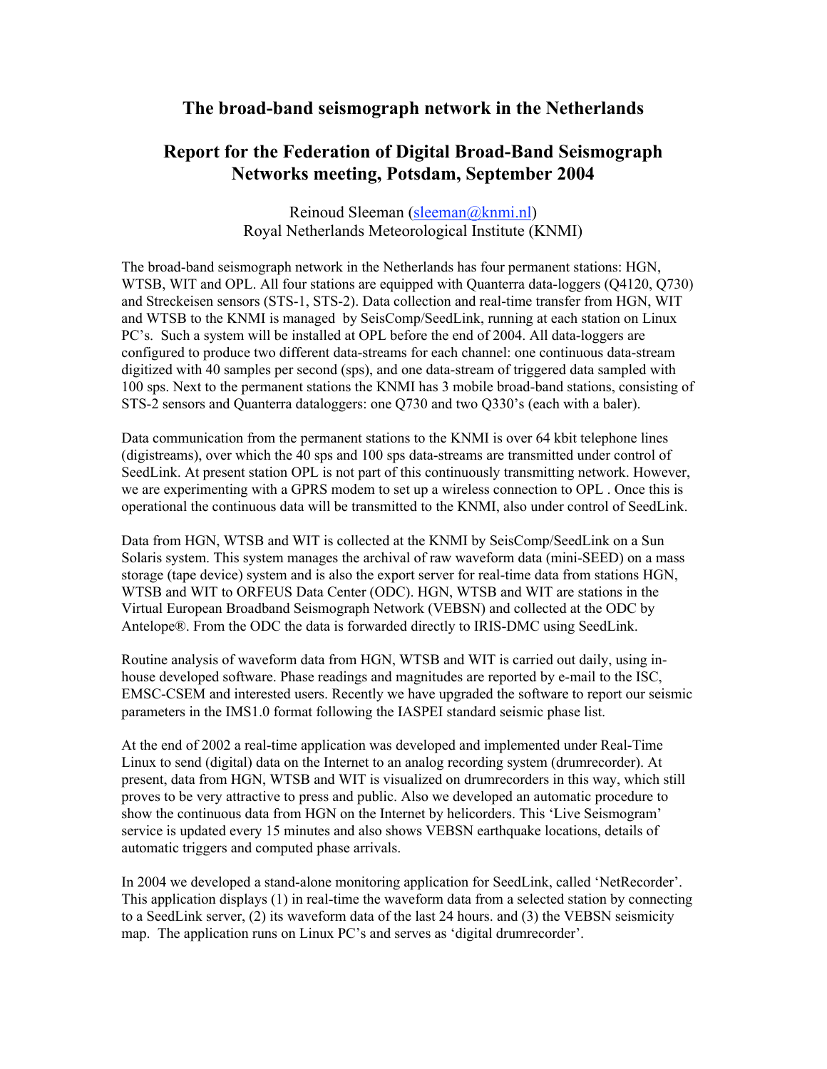# The broad-band seismograph network in the Netherlands

## Report for the Federation of Digital Broad-Band Seismograph Networks meeting, Potsdam, September 2004

Reinoud Sleeman (sleeman@knmi.nl)
Royal Netherlands Meteorological Institute (KNMI)

The broad-band seismograph network in the Netherlands has four permanent stations: HGN, WTSB, WIT and OPL. All four stations are equipped with Quanterra data-loggers (Q4120, Q730) and Streckeisen sensors (STS-1, STS-2). Data collection and real-time transfer from HGN, WIT and WTSB to the KNMI is managed by SeisComp/SeedLink, running at each station on Linux PC's. Such a system will be installed at OPL before the end of 2004. All data-loggers are configured to produce two different data-streams for each channel: one continuous data-stream digitized with 40 samples per second (sps), and one data-stream of triggered data sampled with 100 sps. Next to the permanent stations the KNMI has 3 mobile broad-band stations, consisting of STS-2 sensors and Quanterra dataloggers: one Q730 and two Q330's (each with a baler).

Data communication from the permanent stations to the KNMI is over 64 kbit telephone lines (digistreams), over which the 40 sps and 100 sps data-streams are transmitted under control of SeedLink. At present station OPL is not part of this continuously transmitting network. However, we are experimenting with a GPRS modem to set up a wireless connection to OPL . Once this is operational the continuous data will be transmitted to the KNMI, also under control of SeedLink.

Data from HGN, WTSB and WIT is collected at the KNMI by SeisComp/SeedLink on a Sun Solaris system. This system manages the archival of raw waveform data (mini-SEED) on a mass storage (tape device) system and is also the export server for real-time data from stations HGN, WTSB and WIT to ORFEUS Data Center (ODC). HGN, WTSB and WIT are stations in the Virtual European Broadband Seismograph Network (VEBSN) and collected at the ODC by Antelope®. From the ODC the data is forwarded directly to IRIS-DMC using SeedLink.

Routine analysis of waveform data from HGN, WTSB and WIT is carried out daily, using in-house developed software. Phase readings and magnitudes are reported by e-mail to the ISC, EMSC-CSEM and interested users. Recently we have upgraded the software to report our seismic parameters in the IMS1.0 format following the IASPEI standard seismic phase list.

At the end of 2002 a real-time application was developed and implemented under Real-Time Linux to send (digital) data on the Internet to an analog recording system (drumrecorder). At present, data from HGN, WTSB and WIT is visualized on drumrecorders in this way, which still proves to be very attractive to press and public. Also we developed an automatic procedure to show the continuous data from HGN on the Internet by helicorders. This 'Live Seismogram' service is updated every 15 minutes and also shows VEBSN earthquake locations, details of automatic triggers and computed phase arrivals.

In 2004 we developed a stand-alone monitoring application for SeedLink, called 'NetRecorder'. This application displays (1) in real-time the waveform data from a selected station by connecting to a SeedLink server, (2) its waveform data of the last 24 hours. and (3) the VEBSN seismicity map. The application runs on Linux PC's and serves as 'digital drumrecorder'.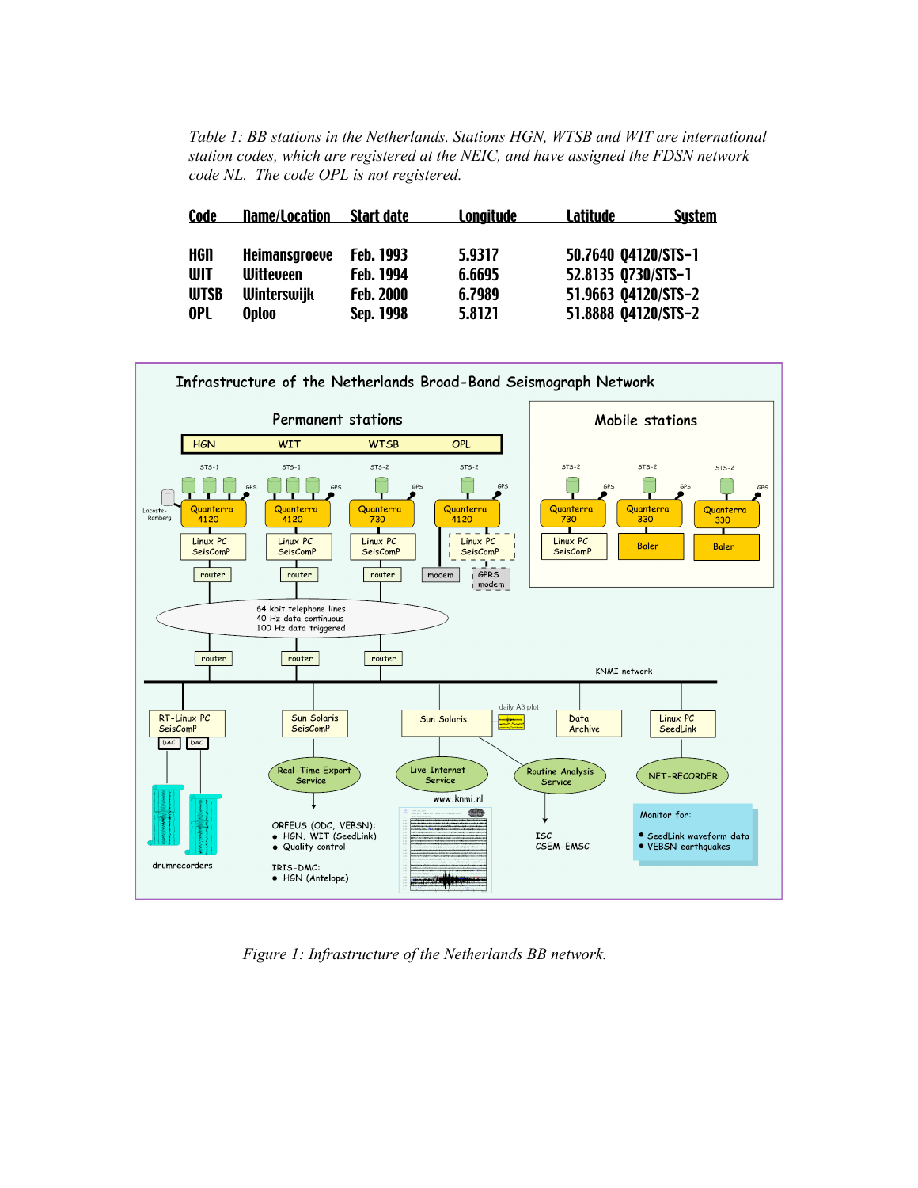*Table 1: BB stations in the Netherlands. Stations HGN, WTSB and WIT are international station codes, which are registered at the NEIC, and have assigned the FDSN network code NL. The code OPL is not registered.*

| Code | Name/Location | Start date | Longitude | Latitude | System |
|---|---|---|---|---|---|
| HGN | Heimansgroeve | Feb. 1993 | 5.9317 | 50.7640 | Q4120/STS-1 |
| WIT | Witteveen | Feb. 1994 | 6.6695 | 52.8135 | Q730/STS-1 |
| WTSB | Winterswijk | Feb. 2000 | 6.7989 | 51.9663 | Q4120/STS-2 |
| OPL | Oploo | Sep. 1998 | 5.8121 | 51.8888 | Q4120/STS-2 |

*Figure 1: Infrastructure of the Netherlands BB network.*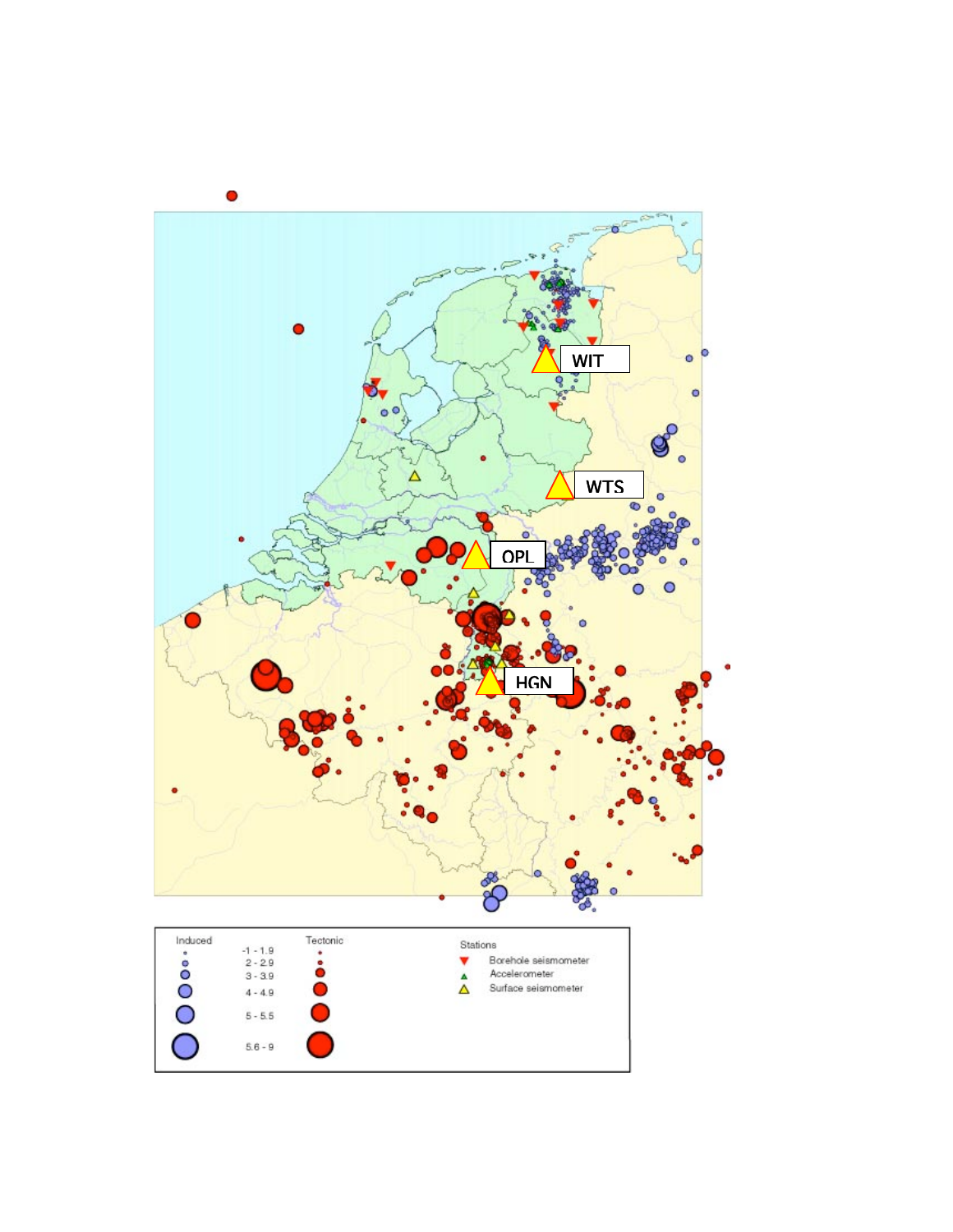WIT

WTS

OPL

HGN

| Induced | | Tectonic |
|---|---|---|
| | -1 - 1.9 | |
| | 2 - 2.9 | |
| | 3 - 3.9 | |
| | 4 - 4.9 | |
| | 5 - 5.5 | |
| | 5.6 - 9 | |

Stations

- Borehole seismometer
- Accelerometer
- Surface seismometer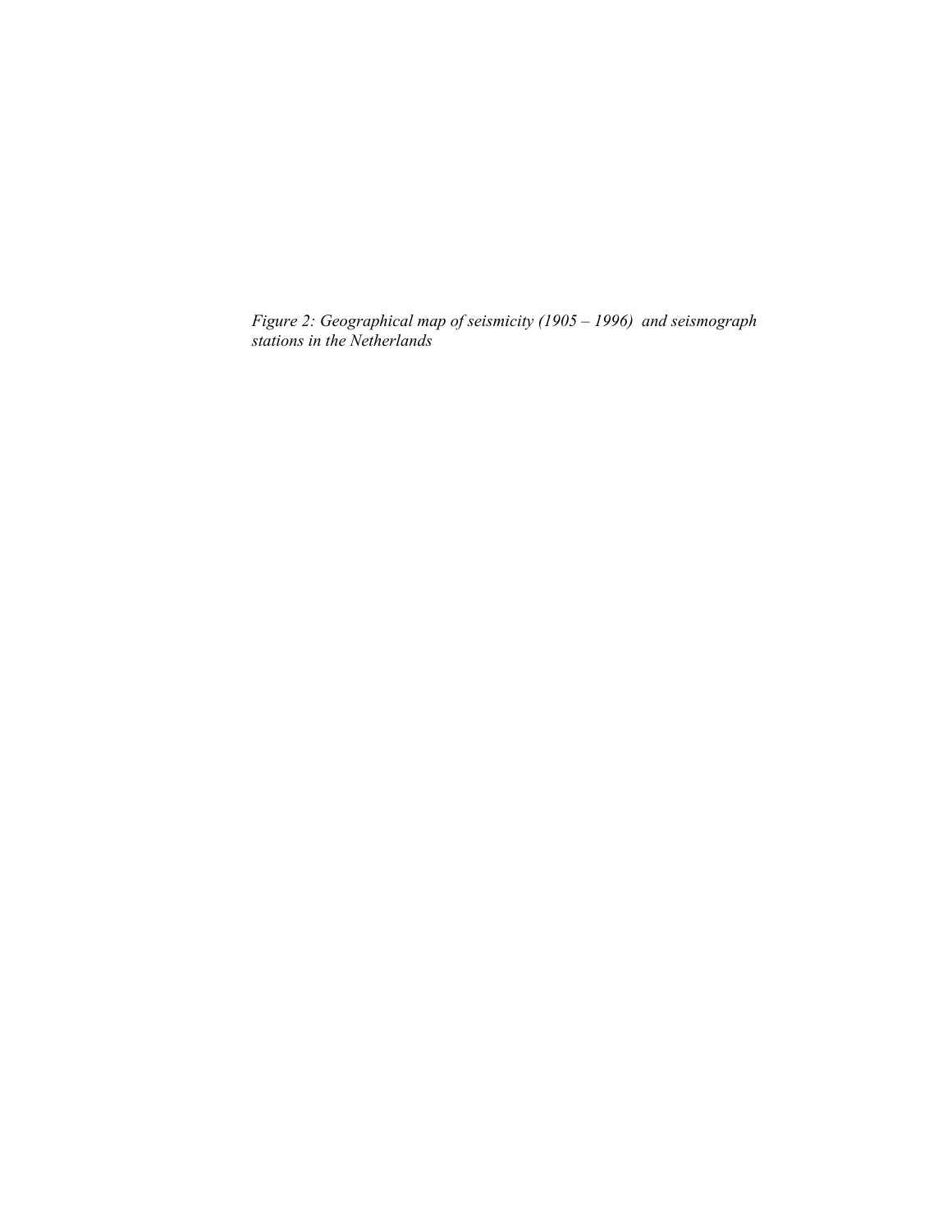*Figure 2: Geographical map of seismicity (1905 – 1996) and seismograph stations in the Netherlands*